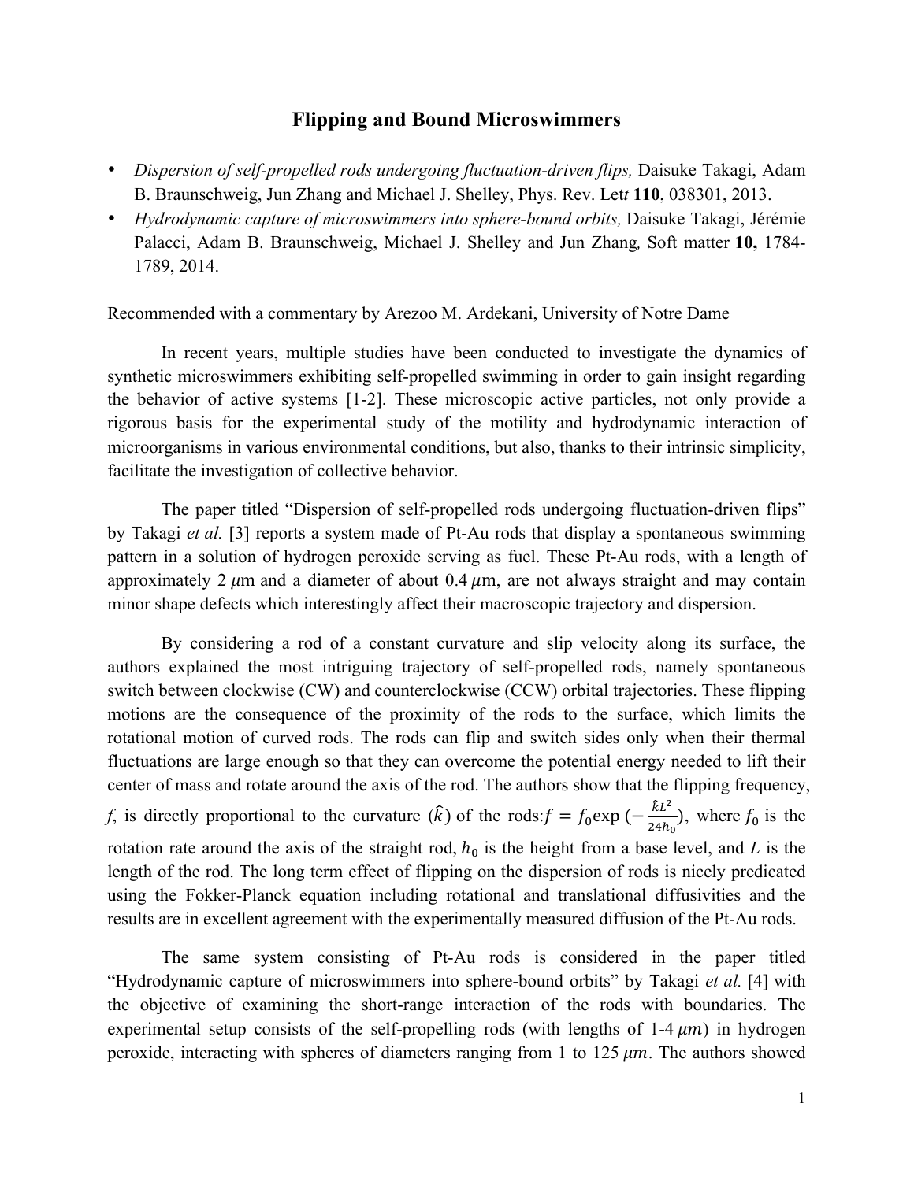# Flipping and Bound Microswimmers

- *Dispersion of self-propelled rods undergoing fluctuation-driven flips,* Daisuke Takagi, Adam B. Braunschweig, Jun Zhang and Michael J. Shelley, Phys. Rev. Let*t* **110**, 038301, 2013.
- *Hydrodynamic capture of microswimmers into sphere-bound orbits,* Daisuke Takagi, Jérémie Palacci, Adam B. Braunschweig, Michael J. Shelley and Jun Zhang*,* Soft matter **10,** 1784-1789, 2014.

Recommended with a commentary by Arezoo M. Ardekani, University of Notre Dame

In recent years, multiple studies have been conducted to investigate the dynamics of synthetic microswimmers exhibiting self-propelled swimming in order to gain insight regarding the behavior of active systems [1-2]. These microscopic active particles, not only provide a rigorous basis for the experimental study of the motility and hydrodynamic interaction of microorganisms in various environmental conditions, but also, thanks to their intrinsic simplicity, facilitate the investigation of collective behavior.

The paper titled "Dispersion of self-propelled rods undergoing fluctuation-driven flips" by Takagi *et al.* [3] reports a system made of Pt-Au rods that display a spontaneous swimming pattern in a solution of hydrogen peroxide serving as fuel. These Pt-Au rods, with a length of approximately 2 $\mu$m and a diameter of about 0.4 $\mu$m, are not always straight and may contain minor shape defects which interestingly affect their macroscopic trajectory and dispersion.

By considering a rod of a constant curvature and slip velocity along its surface, the authors explained the most intriguing trajectory of self-propelled rods, namely spontaneous switch between clockwise (CW) and counterclockwise (CCW) orbital trajectories. These flipping motions are the consequence of the proximity of the rods to the surface, which limits the rotational motion of curved rods. The rods can flip and switch sides only when their thermal fluctuations are large enough so that they can overcome the potential energy needed to lift their center of mass and rotate around the axis of the rod. The authors show that the flipping frequency, *f*, is directly proportional to the curvature ($\hat{k}$) of the rods: $f = f_0 \exp\left(-\frac{\hat{k}L^2}{24h_0}\right)$, where $f_0$ is the rotation rate around the axis of the straight rod, $h_0$ is the height from a base level, and $L$ is the length of the rod. The long term effect of flipping on the dispersion of rods is nicely predicated using the Fokker-Planck equation including rotational and translational diffusivities and the results are in excellent agreement with the experimentally measured diffusion of the Pt-Au rods.

The same system consisting of Pt-Au rods is considered in the paper titled "Hydrodynamic capture of microswimmers into sphere-bound orbits" by Takagi *et al.* [4] with the objective of examining the short-range interaction of the rods with boundaries. The experimental setup consists of the self-propelling rods (with lengths of 1-4 $\mu m$) in hydrogen peroxide, interacting with spheres of diameters ranging from 1 to 125 $\mu m$. The authors showed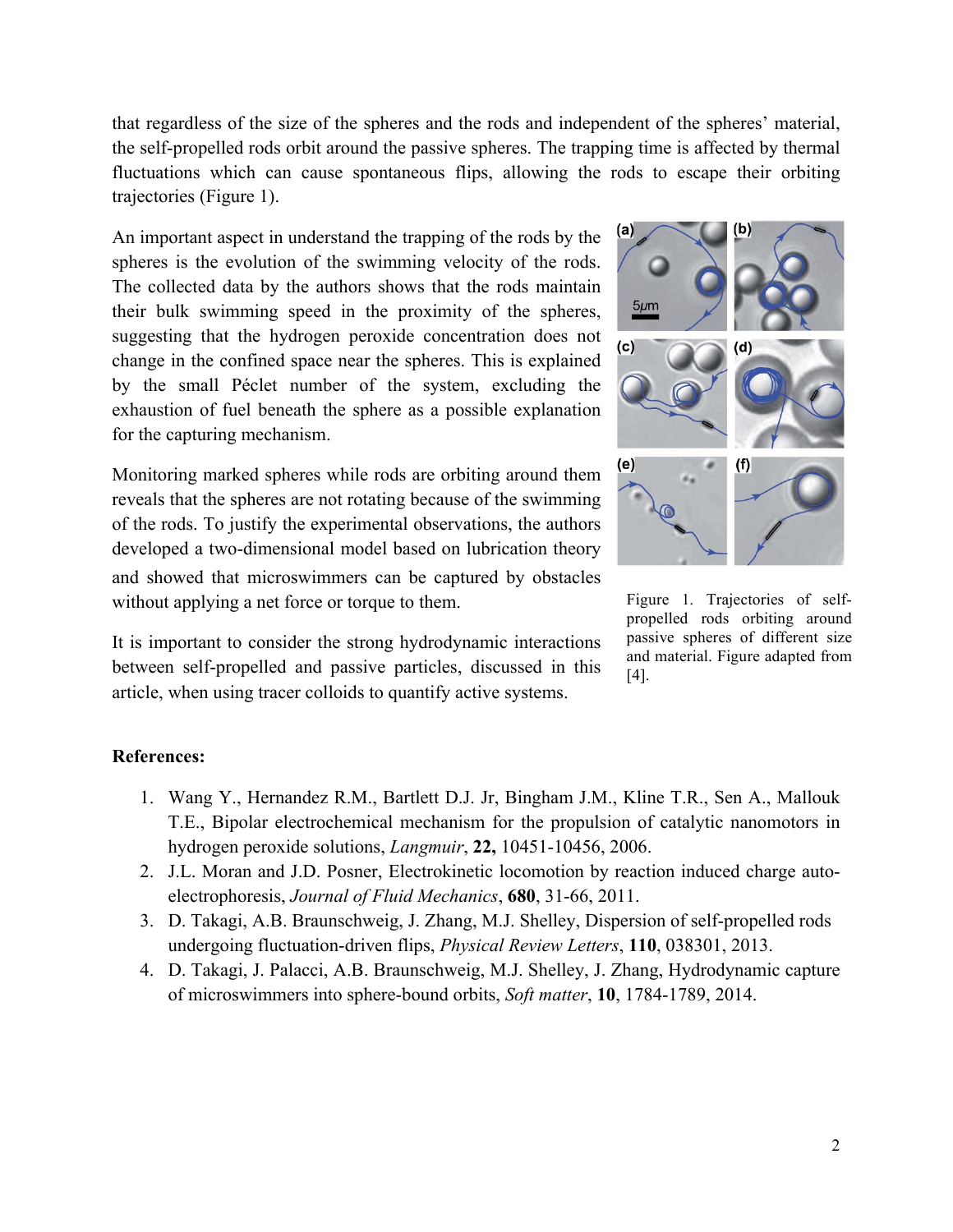that regardless of the size of the spheres and the rods and independent of the spheres' material, the self-propelled rods orbit around the passive spheres. The trapping time is affected by thermal fluctuations which can cause spontaneous flips, allowing the rods to escape their orbiting trajectories (Figure 1).

An important aspect in understand the trapping of the rods by the spheres is the evolution of the swimming velocity of the rods. The collected data by the authors shows that the rods maintain their bulk swimming speed in the proximity of the spheres, suggesting that the hydrogen peroxide concentration does not change in the confined space near the spheres. This is explained by the small Péclet number of the system, excluding the exhaustion of fuel beneath the sphere as a possible explanation for the capturing mechanism.

Monitoring marked spheres while rods are orbiting around them reveals that the spheres are not rotating because of the swimming of the rods. To justify the experimental observations, the authors developed a two-dimensional model based on lubrication theory and showed that microswimmers can be captured by obstacles without applying a net force or torque to them.

(a) (b) (c) (d) (e) (f)

5μm

Figure 1. Trajectories of self-propelled rods orbiting around passive spheres of different size and material. Figure adapted from [4].

It is important to consider the strong hydrodynamic interactions between self-propelled and passive particles, discussed in this article, when using tracer colloids to quantify active systems.

**References:**

1. Wang Y., Hernandez R.M., Bartlett D.J. Jr, Bingham J.M., Kline T.R., Sen A., Mallouk T.E., Bipolar electrochemical mechanism for the propulsion of catalytic nanomotors in hydrogen peroxide solutions, *Langmuir*, **22,** 10451-10456, 2006.
2. J.L. Moran and J.D. Posner, Electrokinetic locomotion by reaction induced charge auto-electrophoresis, *Journal of Fluid Mechanics*, **680**, 31-66, 2011.
3. D. Takagi, A.B. Braunschweig, J. Zhang, M.J. Shelley, Dispersion of self-propelled rods undergoing fluctuation-driven flips, *Physical Review Letters*, **110**, 038301, 2013.
4. D. Takagi, J. Palacci, A.B. Braunschweig, M.J. Shelley, J. Zhang, Hydrodynamic capture of microswimmers into sphere-bound orbits, *Soft matter*, **10**, 1784-1789, 2014.